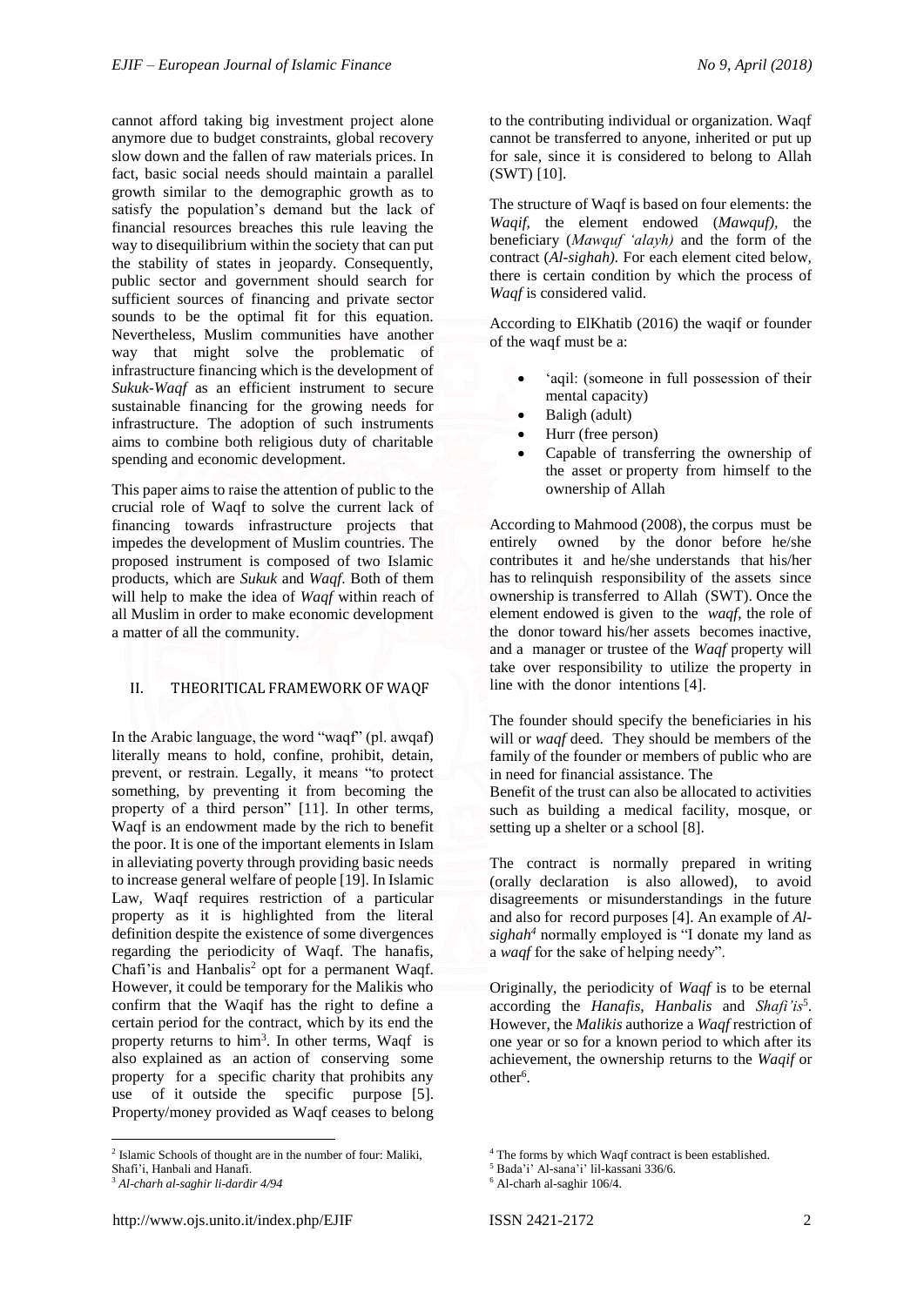cannot afford taking big investment project alone anymore due to budget constraints, global recovery slow down and the fallen of raw materials prices. In fact, basic social needs should maintain a parallel growth similar to the demographic growth as to satisfy the population's demand but the lack of financial resources breaches this rule leaving the way to disequilibrium within the society that can put the stability of states in jeopardy. Consequently, public sector and government should search for sufficient sources of financing and private sector sounds to be the optimal fit for this equation. Nevertheless, Muslim communities have another way that might solve the problematic of infrastructure financing which is the development of *Sukuk-Waqf* as an efficient instrument to secure sustainable financing for the growing needs for infrastructure. The adoption of such instruments aims to combine both religious duty of charitable spending and economic development.

This paper aims to raise the attention of public to the crucial role of Waqf to solve the current lack of financing towards infrastructure projects that impedes the development of Muslim countries. The proposed instrument is composed of two Islamic products, which are *Sukuk* and *Waqf*. Both of them will help to make the idea of *Waqf* within reach of all Muslim in order to make economic development a matter of all the community.

## II. THEORITICAL FRAMEWORK OF WAQF

In the Arabic language, the word "waqf" (pl. awqaf) literally means to hold, confine, prohibit, detain, prevent, or restrain. Legally, it means "to protect something, by preventing it from becoming the property of a third person" [11]. In other terms, Waqf is an endowment made by the rich to benefit the poor. It is one of the important elements in Islam in alleviating poverty through providing basic needs to increase general welfare of people [19]. In Islamic Law, Waqf requires restriction of a particular property as it is highlighted from the literal definition despite the existence of some divergences regarding the periodicity of Waqf. The hanafis, Chafi'is and Hanbalis[2] opt for a permanent Waqf. However, it could be temporary for the Malikis who confirm that the Waqif has the right to define a certain period for the contract, which by its end the property returns to him[3]. In other terms, Waqf is also explained as an action of conserving some property for a specific charity that prohibits any use of it outside the specific purpose [5]. Property/money provided as Waqf ceases to belong to the contributing individual or organization. Waqf cannot be transferred to anyone, inherited or put up for sale, since it is considered to belong to Allah (SWT) [10].

The structure of Waqf is based on four elements: the *Waqif*, the element endowed (*Mawquf)*, the beneficiary (*Mawquf 'alayh)* and the form of the contract (*Al-sighah).* For each element cited below, there is certain condition by which the process of *Waqf* is considered valid.

According to ElKhatib (2016) the waqif or founder of the waqf must be a:

- 'aqil: (someone in full possession of their mental capacity)
- Baligh (adult)
- Hurr (free person)
- Capable of transferring the ownership of the asset or property from himself to the ownership of Allah

According to Mahmood (2008), the corpus must be entirely owned by the donor before he/she contributes it and he/she understands that his/her has to relinquish responsibility of the assets since ownership is transferred to Allah (SWT). Once the element endowed is given to the *waqf*, the role of the donor toward his/her assets becomes inactive, and a manager or trustee of the *Waqf* property will take over responsibility to utilize the property in line with the donor intentions [4].

The founder should specify the beneficiaries in his will or *waqf* deed. They should be members of the family of the founder or members of public who are in need for financial assistance. The
Benefit of the trust can also be allocated to activities such as building a medical facility, mosque, or setting up a shelter or a school [8].

The contract is normally prepared in writing (orally declaration is also allowed), to avoid disagreements or misunderstandings in the future and also for record purposes [4]. An example of *Al-sighah*[4] normally employed is "I donate my land as a *waqf* for the sake of helping needy".

Originally, the periodicity of *Waqf* is to be eternal according the *Hanafis, Hanbalis* and *Shafi'is*[5]. However, the *Malikis* authorize a *Waqf* restriction of one year or so for a known period to which after its achievement, the ownership returns to the *Waqif* or other[6].

---

[2] Islamic Schools of thought are in the number of four: Maliki, Shafi'i, Hanbali and Hanafi.

[3] *Al-charh al-saghir li-dardir 4/94*

[4] The forms by which Waqf contract is been established.

[5] Bada'i' Al-sana'i' lil-kassani 336/6.

[6] Al-charh al-saghir 106/4.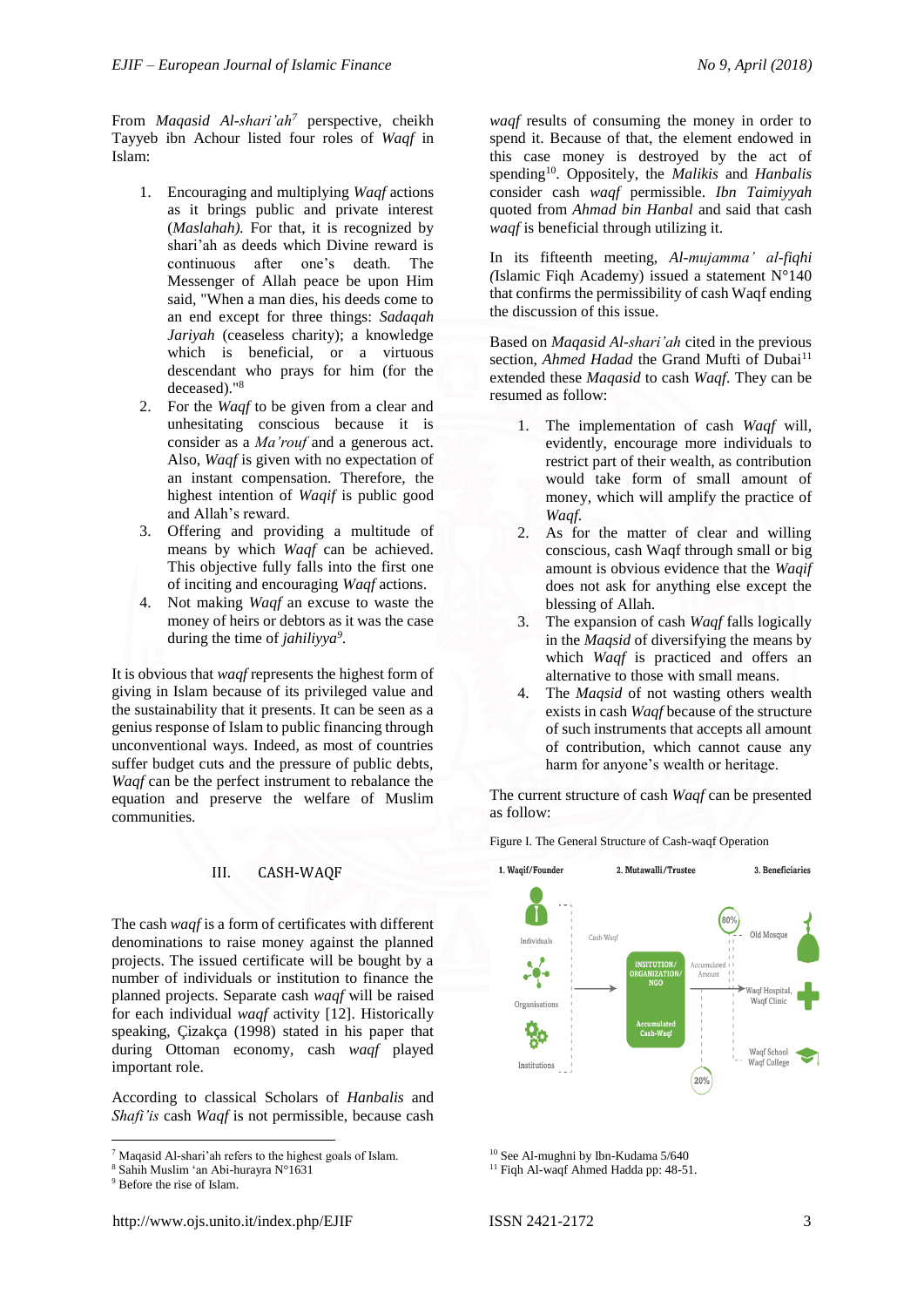From *Maqasid Al-shari'ah*[7] perspective, cheikh Tayyeb ibn Achour listed four roles of *Waqf* in Islam:

1. Encouraging and multiplying *Waqf* actions as it brings public and private interest (*Maslahah).* For that, it is recognized by shari'ah as deeds which Divine reward is continuous after one's death. The Messenger of Allah peace be upon Him said, "When a man dies, his deeds come to an end except for three things: *Sadaqah Jariyah* (ceaseless charity); a knowledge which is beneficial, or a virtuous descendant who prays for him (for the deceased)."[8]
2. For the *Waqf* to be given from a clear and unhesitating conscious because it is consider as a *Ma'rouf* and a generous act. Also, *Waqf* is given with no expectation of an instant compensation. Therefore, the highest intention of *Waqif* is public good and Allah's reward.
3. Offering and providing a multitude of means by which *Waqf* can be achieved. This objective fully falls into the first one of inciting and encouraging *Waqf* actions.
4. Not making *Waqf* an excuse to waste the money of heirs or debtors as it was the case during the time of *jahiliyya*[9].

It is obvious that *waqf* represents the highest form of giving in Islam because of its privileged value and the sustainability that it presents. It can be seen as a genius response of Islam to public financing through unconventional ways. Indeed, as most of countries suffer budget cuts and the pressure of public debts, *Waqf* can be the perfect instrument to rebalance the equation and preserve the welfare of Muslim communities.

## III. CASH-WAQF

The cash *waqf* is a form of certificates with different denominations to raise money against the planned projects. The issued certificate will be bought by a number of individuals or institution to finance the planned projects. Separate cash *waqf* will be raised for each individual *waqf* activity [12]. Historically speaking, Çizakça (1998) stated in his paper that during Ottoman economy, cash *waqf* played important role.

According to classical Scholars of *Hanbalis* and *Shafi'is* cash *Waqf* is not permissible, because cash *waqf* results of consuming the money in order to spend it. Because of that, the element endowed in this case money is destroyed by the act of spending[10]. Oppositely, the *Malikis* and *Hanbalis* consider cash *waqf* permissible. *Ibn Taimiyyah* quoted from *Ahmad bin Hanbal* and said that cash *waqf* is beneficial through utilizing it.

In its fifteenth meeting, *Al-mujamma' al-fiqhi (*Islamic Fiqh Academy) issued a statement N°140 that confirms the permissibility of cash Waqf ending the discussion of this issue.

Based on *Maqasid Al-shari'ah* cited in the previous section, *Ahmed Hadad* the Grand Mufti of Dubai[11] extended these *Maqasid* to cash *Waqf*. They can be resumed as follow:

1. The implementation of cash *Waqf* will, evidently, encourage more individuals to restrict part of their wealth, as contribution would take form of small amount of money, which will amplify the practice of *Waqf.*
2. As for the matter of clear and willing conscious, cash Waqf through small or big amount is obvious evidence that the *Waqif* does not ask for anything else except the blessing of Allah.
3. The expansion of cash *Waqf* falls logically in the *Maqsid* of diversifying the means by which *Waqf* is practiced and offers an alternative to those with small means.
4. The *Maqsid* of not wasting others wealth exists in cash *Waqf* because of the structure of such instruments that accepts all amount of contribution, which cannot cause any harm for anyone's wealth or heritage.

The current structure of cash *Waqf* can be presented as follow:

Figure I. The General Structure of Cash-waqf Operation

1. Waqif/Founder — 2. Mutawalli/Trustee — 3. Beneficiaries

Individuals, Organisations, Institutions — Cash-Waqf → INSITUTION/ ORGANIZATION/ NGO — Accumulated Cash-Waqf — Accumulated Amount → 80%: Old Mosque; Waqf Hospital, Waqf Clinic; Waqf School Waqf College — 20%

---

[7] Maqasid Al-shari'ah refers to the highest goals of Islam.
[8] Sahih Muslim 'an Abi-hurayra N°1631
[9] Before the rise of Islam.
[10] See Al-mughni by Ibn-Kudama 5/640
[11] Fiqh Al-waqf Ahmed Hadda pp: 48-51.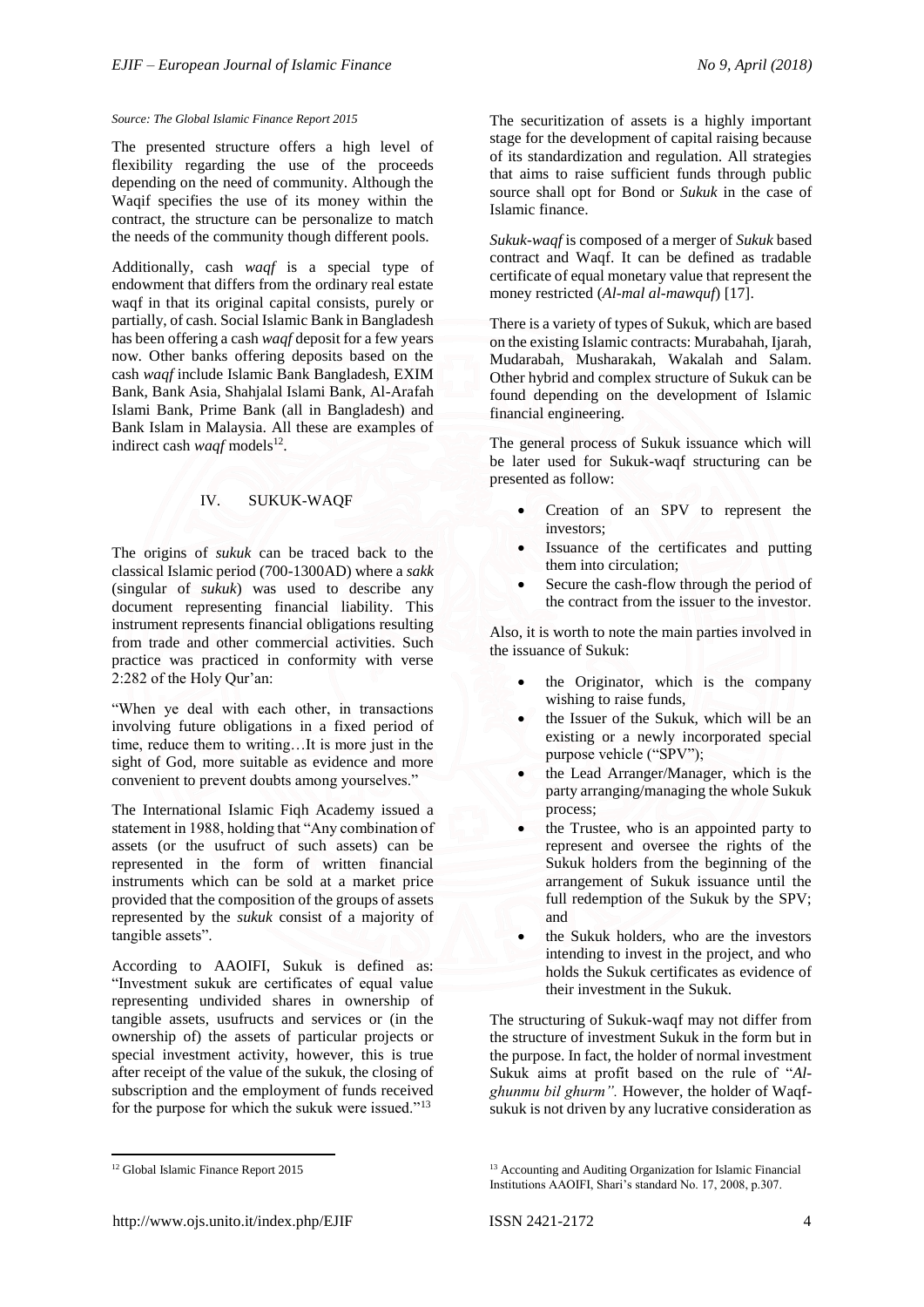*Source: The Global Islamic Finance Report 2015*

The presented structure offers a high level of flexibility regarding the use of the proceeds depending on the need of community. Although the Waqif specifies the use of its money within the contract, the structure can be personalize to match the needs of the community though different pools.

Additionally, cash *waqf* is a special type of endowment that differs from the ordinary real estate waqf in that its original capital consists, purely or partially, of cash. Social Islamic Bank in Bangladesh has been offering a cash *waqf* deposit for a few years now. Other banks offering deposits based on the cash *waqf* include Islamic Bank Bangladesh, EXIM Bank, Bank Asia, Shahjalal Islami Bank, Al-Arafah Islami Bank, Prime Bank (all in Bangladesh) and Bank Islam in Malaysia. All these are examples of indirect cash *waqf* models[12].

## IV. SUKUK-WAQF

The origins of *sukuk* can be traced back to the classical Islamic period (700-1300AD) where a *sakk* (singular of *sukuk*) was used to describe any document representing financial liability. This instrument represents financial obligations resulting from trade and other commercial activities. Such practice was practiced in conformity with verse 2:282 of the Holy Qur'an:

"When ye deal with each other, in transactions involving future obligations in a fixed period of time, reduce them to writing…It is more just in the sight of God, more suitable as evidence and more convenient to prevent doubts among yourselves."

The International Islamic Fiqh Academy issued a statement in 1988, holding that "Any combination of assets (or the usufruct of such assets) can be represented in the form of written financial instruments which can be sold at a market price provided that the composition of the groups of assets represented by the *sukuk* consist of a majority of tangible assets".

According to AAOIFI, Sukuk is defined as: "Investment sukuk are certificates of equal value representing undivided shares in ownership of tangible assets, usufructs and services or (in the ownership of) the assets of particular projects or special investment activity, however, this is true after receipt of the value of the sukuk, the closing of subscription and the employment of funds received for the purpose for which the sukuk were issued."[13]

The securitization of assets is a highly important stage for the development of capital raising because of its standardization and regulation. All strategies that aims to raise sufficient funds through public source shall opt for Bond or *Sukuk* in the case of Islamic finance.

*Sukuk-waqf* is composed of a merger of *Sukuk* based contract and Waqf. It can be defined as tradable certificate of equal monetary value that represent the money restricted (*Al-mal al-mawquf*) [17].

There is a variety of types of Sukuk, which are based on the existing Islamic contracts: Murabahah, Ijarah, Mudarabah, Musharakah, Wakalah and Salam. Other hybrid and complex structure of Sukuk can be found depending on the development of Islamic financial engineering.

The general process of Sukuk issuance which will be later used for Sukuk-waqf structuring can be presented as follow:

- Creation of an SPV to represent the investors;
- Issuance of the certificates and putting them into circulation;
- Secure the cash-flow through the period of the contract from the issuer to the investor.

Also, it is worth to note the main parties involved in the issuance of Sukuk:

- the Originator, which is the company wishing to raise funds,
- the Issuer of the Sukuk, which will be an existing or a newly incorporated special purpose vehicle ("SPV");
- the Lead Arranger/Manager, which is the party arranging/managing the whole Sukuk process;
- the Trustee, who is an appointed party to represent and oversee the rights of the Sukuk holders from the beginning of the arrangement of Sukuk issuance until the full redemption of the Sukuk by the SPV; and
- the Sukuk holders, who are the investors intending to invest in the project, and who holds the Sukuk certificates as evidence of their investment in the Sukuk.

The structuring of Sukuk-waqf may not differ from the structure of investment Sukuk in the form but in the purpose. In fact, the holder of normal investment Sukuk aims at profit based on the rule of "*Al-ghunmu bil ghurm".* However, the holder of Waqf-sukuk is not driven by any lucrative consideration as

[12] Global Islamic Finance Report 2015

[13] Accounting and Auditing Organization for Islamic Financial Institutions AAOIFI, Shari's standard No. 17, 2008, p.307.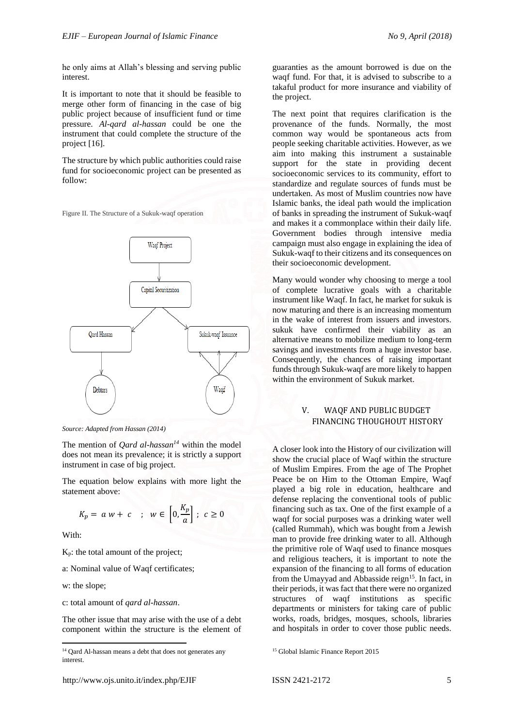he only aims at Allah's blessing and serving public interest.

It is important to note that it should be feasible to merge other form of financing in the case of big public project because of insufficient fund or time pressure. *Al-qard al-hassan* could be one the instrument that could complete the structure of the project [16].

The structure by which public authorities could raise fund for socioeconomic project can be presented as follow:

Figure II. The Structure of a Sukuk-waqf operation

Waqf Project → Capital Securitization → Qard Hassan → Debtors; Capital Securitization → Sukuk-waqf Issuance ↔ Waqf

*Source: Adapted from Hassan (2014)*

The mention of *Qard al-hassan*[14] within the model does not mean its prevalence; it is strictly a support instrument in case of big project.

The equation below explains with more light the statement above:

$$K_p = a\,w + c \quad ; \quad w \in \left[0, \frac{K_p}{a}\right] \; ; \; c \geq 0$$

With:

$K_p$: the total amount of the project;

a: Nominal value of Waqf certificates;

w: the slope;

c: total amount of *qard al-hassan*.

The other issue that may arise with the use of a debt component within the structure is the element of guaranties as the amount borrowed is due on the waqf fund. For that, it is advised to subscribe to a takaful product for more insurance and viability of the project.

The next point that requires clarification is the provenance of the funds. Normally, the most common way would be spontaneous acts from people seeking charitable activities. However, as we aim into making this instrument a sustainable support for the state in providing decent socioeconomic services to its community, effort to standardize and regulate sources of funds must be undertaken. As most of Muslim countries now have Islamic banks, the ideal path would the implication of banks in spreading the instrument of Sukuk-waqf and makes it a commonplace within their daily life. Government bodies through intensive media campaign must also engage in explaining the idea of Sukuk-waqf to their citizens and its consequences on their socioeconomic development.

Many would wonder why choosing to merge a tool of complete lucrative goals with a charitable instrument like Waqf. In fact, he market for sukuk is now maturing and there is an increasing momentum in the wake of interest from issuers and investors. sukuk have confirmed their viability as an alternative means to mobilize medium to long-term savings and investments from a huge investor base. Consequently, the chances of raising important funds through Sukuk-waqf are more likely to happen within the environment of Sukuk market.

## V. WAQF AND PUBLIC BUDGET FINANCING THOUGHOUT HISTORY

A closer look into the History of our civilization will show the crucial place of Waqf within the structure of Muslim Empires. From the age of The Prophet Peace be on Him to the Ottoman Empire, Waqf played a big role in education, healthcare and defense replacing the conventional tools of public financing such as tax. One of the first example of a waqf for social purposes was a drinking water well (called Rummah), which was bought from a Jewish man to provide free drinking water to all. Although the primitive role of Waqf used to finance mosques and religious teachers, it is important to note the expansion of the financing to all forms of education from the Umayyad and Abbasside reign[15]. In fact, in their periods, it was fact that there were no organized structures of waqf institutions as specific departments or ministers for taking care of public works, roads, bridges, mosques, schools, libraries and hospitals in order to cover those public needs.

---

[14] Qard Al-hassan means a debt that does not generates any interest.

[15] Global Islamic Finance Report 2015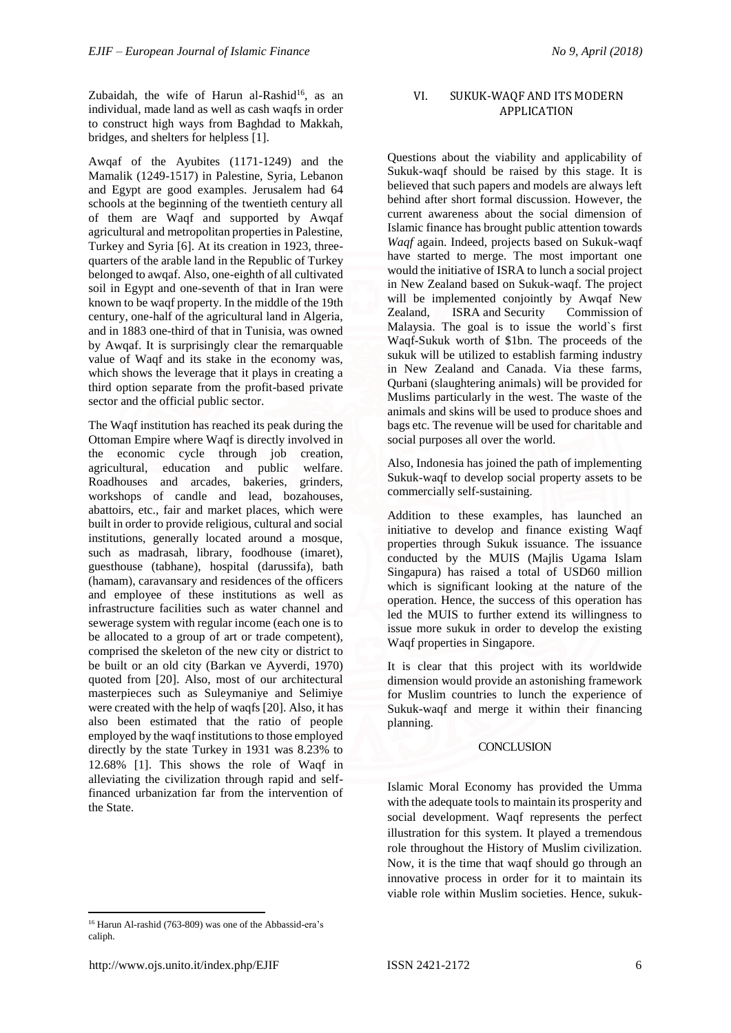Zubaidah, the wife of Harun al-Rashid[16], as an individual, made land as well as cash waqfs in order to construct high ways from Baghdad to Makkah, bridges, and shelters for helpless [1].

Awqaf of the Ayubites (1171-1249) and the Mamalik (1249-1517) in Palestine, Syria, Lebanon and Egypt are good examples. Jerusalem had 64 schools at the beginning of the twentieth century all of them are Waqf and supported by Awqaf agricultural and metropolitan properties in Palestine, Turkey and Syria [6]. At its creation in 1923, three-quarters of the arable land in the Republic of Turkey belonged to awqaf. Also, one-eighth of all cultivated soil in Egypt and one-seventh of that in Iran were known to be waqf property. In the middle of the 19th century, one-half of the agricultural land in Algeria, and in 1883 one-third of that in Tunisia, was owned by Awqaf. It is surprisingly clear the remarquable value of Waqf and its stake in the economy was, which shows the leverage that it plays in creating a third option separate from the profit-based private sector and the official public sector.

The Waqf institution has reached its peak during the Ottoman Empire where Waqf is directly involved in the economic cycle through job creation, agricultural, education and public welfare. Roadhouses and arcades, bakeries, grinders, workshops of candle and lead, bozahouses, abattoirs, etc., fair and market places, which were built in order to provide religious, cultural and social institutions, generally located around a mosque, such as madrasah, library, foodhouse (imaret), guesthouse (tabhane), hospital (darussifa), bath (hamam), caravansary and residences of the officers and employee of these institutions as well as infrastructure facilities such as water channel and sewerage system with regular income (each one is to be allocated to a group of art or trade competent), comprised the skeleton of the new city or district to be built or an old city (Barkan ve Ayverdi, 1970) quoted from [20]. Also, most of our architectural masterpieces such as Suleymaniye and Selimiye were created with the help of waqfs [20]. Also, it has also been estimated that the ratio of people employed by the waqf institutions to those employed directly by the state Turkey in 1931 was 8.23% to 12.68% [1]. This shows the role of Waqf in alleviating the civilization through rapid and self-financed urbanization far from the intervention of the State.

## VI. SUKUK-WAQF AND ITS MODERN APPLICATION

Questions about the viability and applicability of Sukuk-waqf should be raised by this stage. It is believed that such papers and models are always left behind after short formal discussion. However, the current awareness about the social dimension of Islamic finance has brought public attention towards *Waqf* again. Indeed, projects based on Sukuk-waqf have started to merge. The most important one would the initiative of ISRA to lunch a social project in New Zealand based on Sukuk-waqf. The project will be implemented conjointly by Awqaf New Zealand, ISRA and Security Commission of Malaysia. The goal is to issue the world`s first Waqf-Sukuk worth of $1bn. The proceeds of the sukuk will be utilized to establish farming industry in New Zealand and Canada. Via these farms, Qurbani (slaughtering animals) will be provided for Muslims particularly in the west. The waste of the animals and skins will be used to produce shoes and bags etc. The revenue will be used for charitable and social purposes all over the world.

Also, Indonesia has joined the path of implementing Sukuk-waqf to develop social property assets to be commercially self-sustaining.

Addition to these examples, has launched an initiative to develop and finance existing Waqf properties through Sukuk issuance. The issuance conducted by the MUIS (Majlis Ugama Islam Singapura) has raised a total of USD60 million which is significant looking at the nature of the operation. Hence, the success of this operation has led the MUIS to further extend its willingness to issue more sukuk in order to develop the existing Waqf properties in Singapore.

It is clear that this project with its worldwide dimension would provide an astonishing framework for Muslim countries to lunch the experience of Sukuk-waqf and merge it within their financing planning.

## CONCLUSION

Islamic Moral Economy has provided the Umma with the adequate tools to maintain its prosperity and social development. Waqf represents the perfect illustration for this system. It played a tremendous role throughout the History of Muslim civilization. Now, it is the time that waqf should go through an innovative process in order for it to maintain its viable role within Muslim societies. Hence, sukuk-

[16] Harun Al-rashid (763-809) was one of the Abbassid-era's caliph.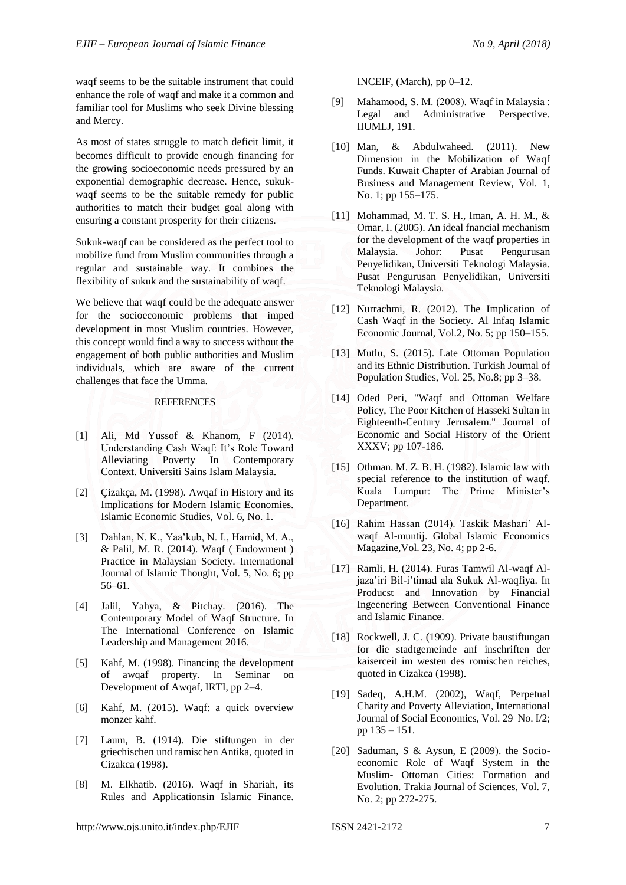waqf seems to be the suitable instrument that could enhance the role of waqf and make it a common and familiar tool for Muslims who seek Divine blessing and Mercy.

As most of states struggle to match deficit limit, it becomes difficult to provide enough financing for the growing socioeconomic needs pressured by an exponential demographic decrease. Hence, sukuk-waqf seems to be the suitable remedy for public authorities to match their budget goal along with ensuring a constant prosperity for their citizens.

Sukuk-waqf can be considered as the perfect tool to mobilize fund from Muslim communities through a regular and sustainable way. It combines the flexibility of sukuk and the sustainability of waqf.

We believe that waqf could be the adequate answer for the socioeconomic problems that imped development in most Muslim countries. However, this concept would find a way to success without the engagement of both public authorities and Muslim individuals, which are aware of the current challenges that face the Umma.

## REFERENCES

[1] Ali, Md Yussof & Khanom, F (2014). Understanding Cash Waqf: It's Role Toward Alleviating Poverty In Contemporary Context. Universiti Sains Islam Malaysia.

[2] Çizakça, M. (1998). Awqaf in History and its Implications for Modern Islamic Economies. Islamic Economic Studies, Vol. 6, No. 1.

[3] Dahlan, N. K., Yaa'kub, N. I., Hamid, M. A., & Palil, M. R. (2014). Waqf ( Endowment ) Practice in Malaysian Society. International Journal of Islamic Thought, Vol. 5, No. 6; pp 56–61.

[4] Jalil, Yahya, & Pitchay. (2016). The Contemporary Model of Waqf Structure. In The International Conference on Islamic Leadership and Management 2016.

[5] Kahf, M. (1998). Financing the development of awqaf property. In Seminar on Development of Awqaf, IRTI, pp 2–4.

[6] Kahf, M. (2015). Waqf: a quick overview monzer kahf.

[7] Laum, B. (1914). Die stiftungen in der griechischen und ramischen Antika, quoted in Cizakca (1998).

[8] M. Elkhatib. (2016). Waqf in Shariah, its Rules and Applicationsin Islamic Finance. INCEIF, (March), pp 0–12.

[9] Mahamood, S. M. (2008). Waqf in Malaysia : Legal and Administrative Perspective. IIUMLJ, 191.

[10] Man, & Abdulwaheed. (2011). New Dimension in the Mobilization of Waqf Funds. Kuwait Chapter of Arabian Journal of Business and Management Review, Vol. 1, No. 1; pp 155–175.

[11] Mohammad, M. T. S. H., Iman, A. H. M., & Omar, I. (2005). An ideal fnancial mechanism for the development of the waqf properties in Malaysia. Johor: Pusat Pengurusan Penyelidikan, Universiti Teknologi Malaysia. Pusat Pengurusan Penyelidikan, Universiti Teknologi Malaysia.

[12] Nurrachmi, R. (2012). The Implication of Cash Waqf in the Society. Al Infaq Islamic Economic Journal, Vol.2, No. 5; pp 150–155.

[13] Mutlu, S. (2015). Late Ottoman Population and its Ethnic Distribution. Turkish Journal of Population Studies, Vol. 25, No.8; pp 3–38.

[14] Oded Peri, "Waqf and Ottoman Welfare Policy, The Poor Kitchen of Hasseki Sultan in Eighteenth-Century Jerusalem." Journal of Economic and Social History of the Orient XXXV; pp 107-186.

[15] Othman. M. Z. B. H. (1982). Islamic law with special reference to the institution of waqf. Kuala Lumpur: The Prime Minister's Department.

[16] Rahim Hassan (2014). Taskik Mashari' Al-waqf Al-muntij. Global Islamic Economics Magazine,Vol. 23, No. 4; pp 2-6.

[17] Ramli, H. (2014). Furas Tamwil Al-waqf Al-jaza'iri Bil-i'timad ala Sukuk Al-waqfiya. In Producst and Innovation by Financial Ingeenering Between Conventional Finance and Islamic Finance.

[18] Rockwell, J. C. (1909). Private baustiftungan for die stadtgemeinde anf inschriften der kaiserceit im westen des romischen reiches, quoted in Cizakca (1998).

[19] Sadeq, A.H.M. (2002), Waqf, Perpetual Charity and Poverty Alleviation, International Journal of Social Economics, Vol. 29 No. I/2; pp 135 – 151.

[20] Saduman, S & Aysun, E (2009). the Socio-economic Role of Waqf System in the Muslim- Ottoman Cities: Formation and Evolution. Trakia Journal of Sciences, Vol. 7, No. 2; pp 272-275.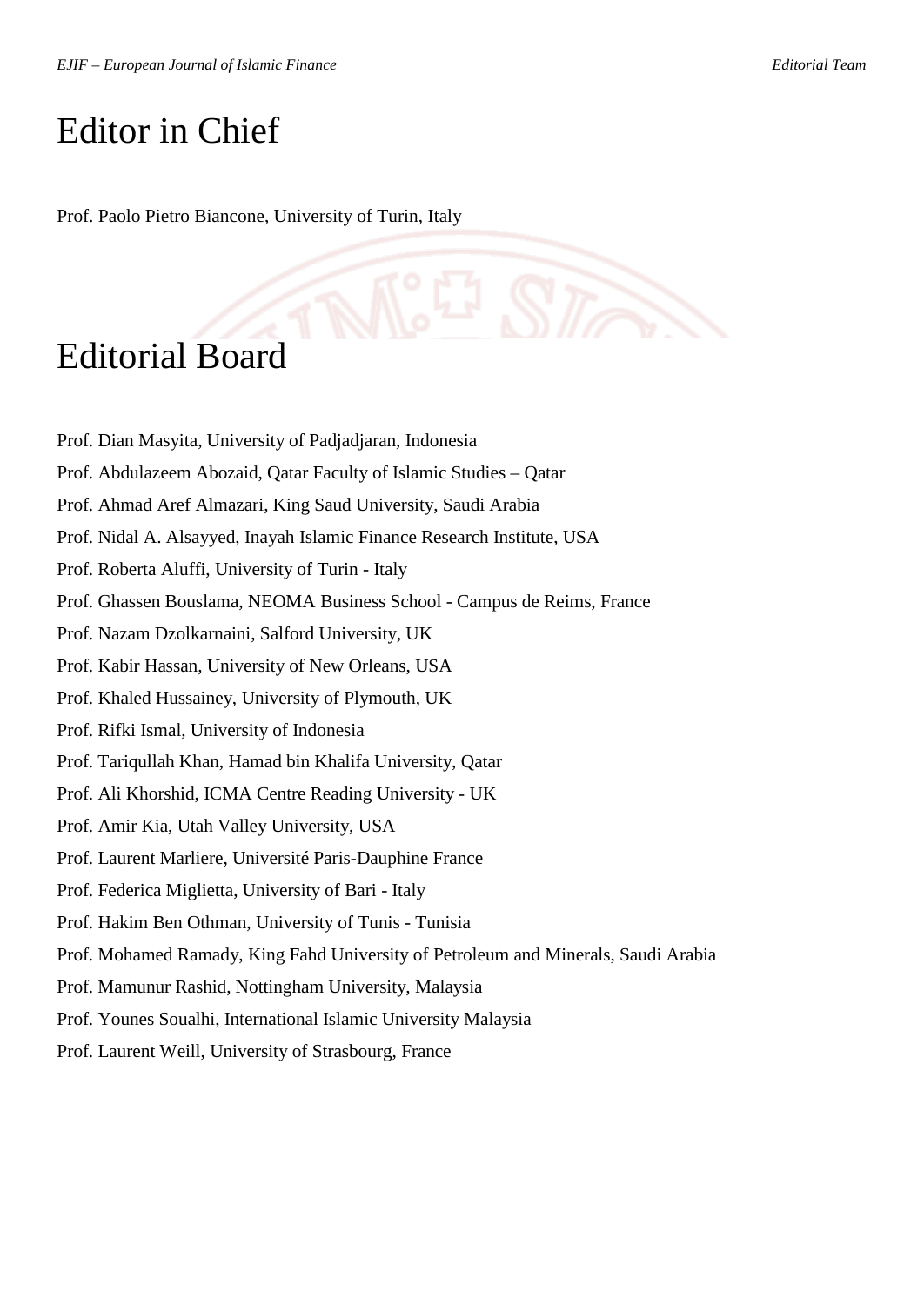# Editor in Chief

Prof. Paolo Pietro Biancone, University of Turin, Italy

# Editorial Board

Prof. Dian Masyita, University of Padjadjaran, Indonesia

Prof. Abdulazeem Abozaid, Qatar Faculty of Islamic Studies – Qatar

Prof. Ahmad Aref Almazari, King Saud University, Saudi Arabia

Prof. Nidal A. Alsayyed, Inayah Islamic Finance Research Institute, USA

Prof. Roberta Aluffi, University of Turin - Italy

Prof. Ghassen Bouslama, NEOMA Business School - Campus de Reims, France

Prof. Nazam Dzolkarnaini, Salford University, UK

Prof. Kabir Hassan, University of New Orleans, USA

Prof. Khaled Hussainey, University of Plymouth, UK

Prof. Rifki Ismal, University of Indonesia

Prof. Tariqullah Khan, Hamad bin Khalifa University, Qatar

Prof. Ali Khorshid, ICMA Centre Reading University - UK

Prof. Amir Kia, Utah Valley University, USA

Prof. Laurent Marliere, Université Paris-Dauphine France

Prof. Federica Miglietta, University of Bari - Italy

Prof. Hakim Ben Othman, University of Tunis - Tunisia

Prof. Mohamed Ramady, King Fahd University of Petroleum and Minerals, Saudi Arabia

Prof. Mamunur Rashid, Nottingham University, Malaysia

Prof. Younes Soualhi, International Islamic University Malaysia

Prof. Laurent Weill, University of Strasbourg, France